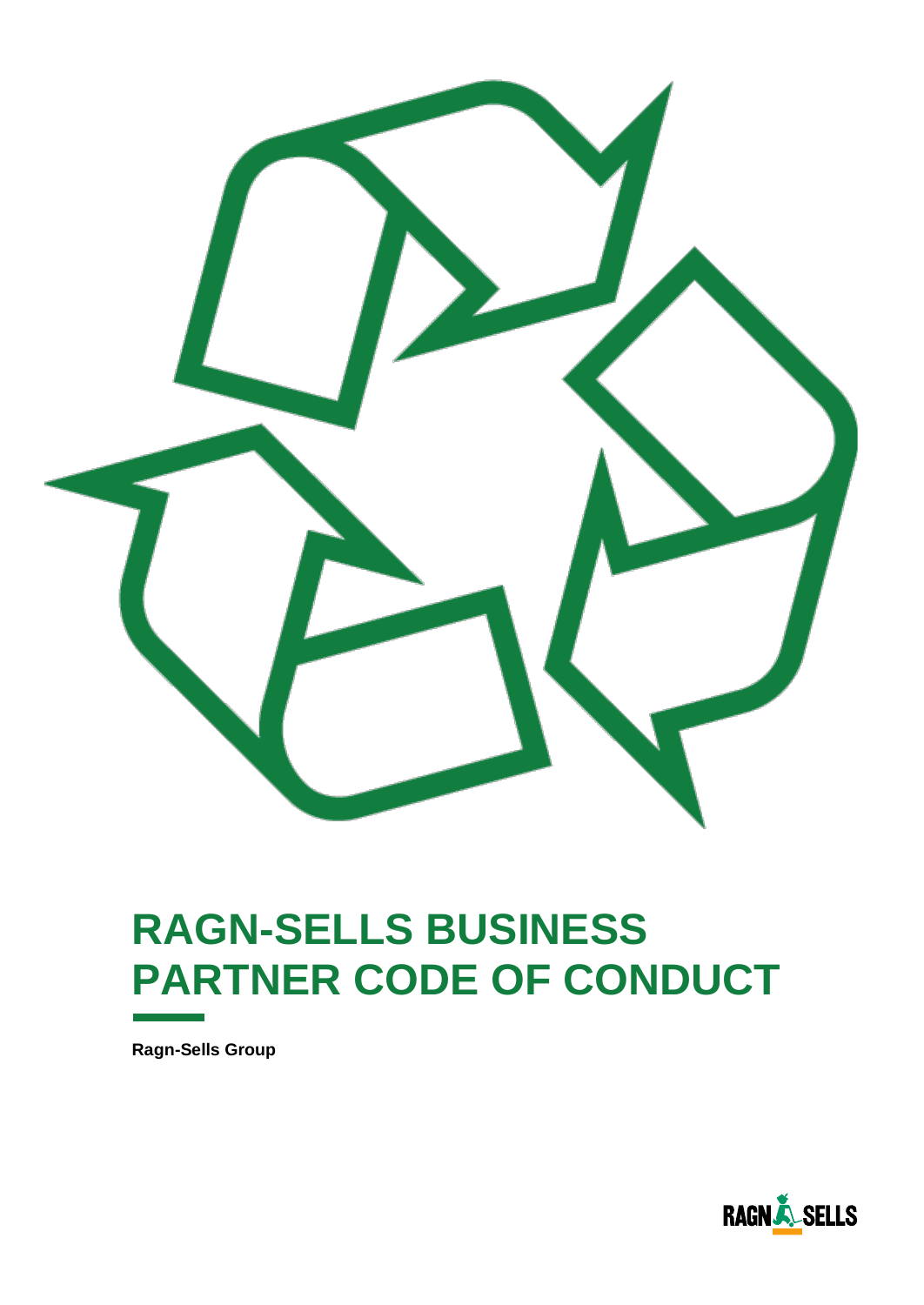# RAGN-SELLS BUSINESS PARTNER CODE OF CONDUCT

**Ragn-Sells Group**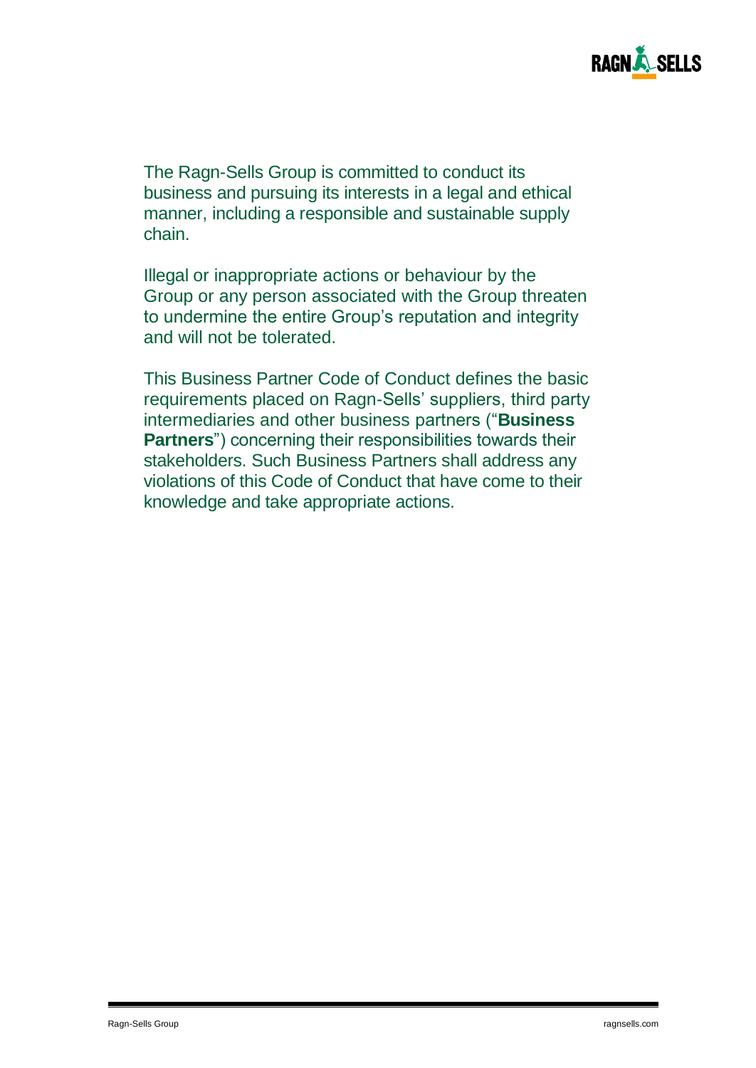The Ragn-Sells Group is committed to conduct its business and pursuing its interests in a legal and ethical manner, including a responsible and sustainable supply chain.

Illegal or inappropriate actions or behaviour by the Group or any person associated with the Group threaten to undermine the entire Group's reputation and integrity and will not be tolerated.

This Business Partner Code of Conduct defines the basic requirements placed on Ragn-Sells' suppliers, third party intermediaries and other business partners ("**Business Partners**") concerning their responsibilities towards their stakeholders. Such Business Partners shall address any violations of this Code of Conduct that have come to their knowledge and take appropriate actions.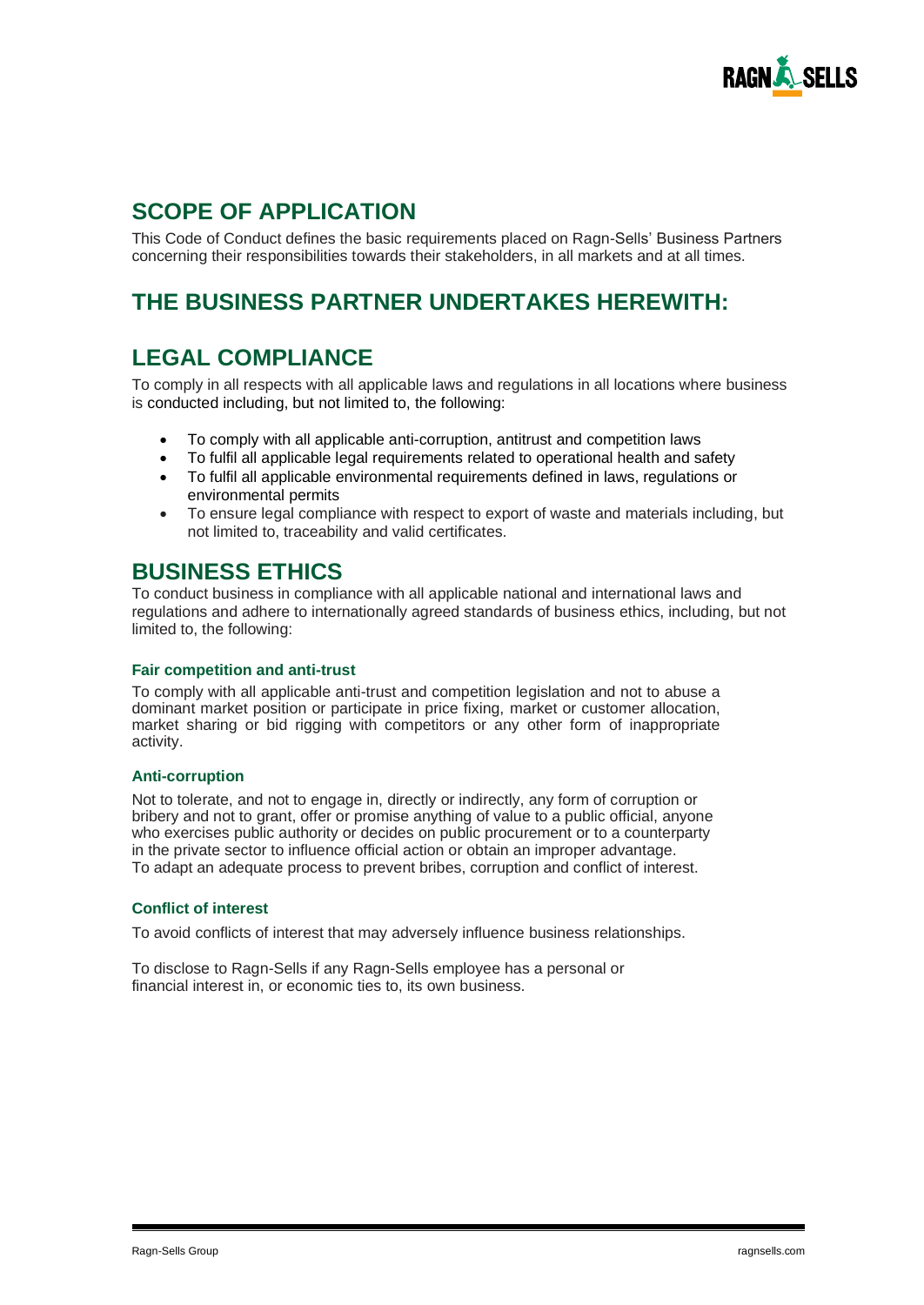## SCOPE OF APPLICATION

This Code of Conduct defines the basic requirements placed on Ragn-Sells' Business Partners concerning their responsibilities towards their stakeholders, in all markets and at all times.

## THE BUSINESS PARTNER UNDERTAKES HEREWITH:

## LEGAL COMPLIANCE

To comply in all respects with all applicable laws and regulations in all locations where business is conducted including, but not limited to, the following:

- To comply with all applicable anti-corruption, antitrust and competition laws
- To fulfil all applicable legal requirements related to operational health and safety
- To fulfil all applicable environmental requirements defined in laws, regulations or environmental permits
- To ensure legal compliance with respect to export of waste and materials including, but not limited to, traceability and valid certificates.

## BUSINESS ETHICS

To conduct business in compliance with all applicable national and international laws and regulations and adhere to internationally agreed standards of business ethics, including, but not limited to, the following:

### Fair competition and anti-trust

To comply with all applicable anti-trust and competition legislation and not to abuse a dominant market position or participate in price fixing, market or customer allocation, market sharing or bid rigging with competitors or any other form of inappropriate activity.

### Anti-corruption

Not to tolerate, and not to engage in, directly or indirectly, any form of corruption or bribery and not to grant, offer or promise anything of value to a public official, anyone who exercises public authority or decides on public procurement or to a counterparty in the private sector to influence official action or obtain an improper advantage. To adapt an adequate process to prevent bribes, corruption and conflict of interest.

### Conflict of interest

To avoid conflicts of interest that may adversely influence business relationships.

To disclose to Ragn-Sells if any Ragn-Sells employee has a personal or financial interest in, or economic ties to, its own business.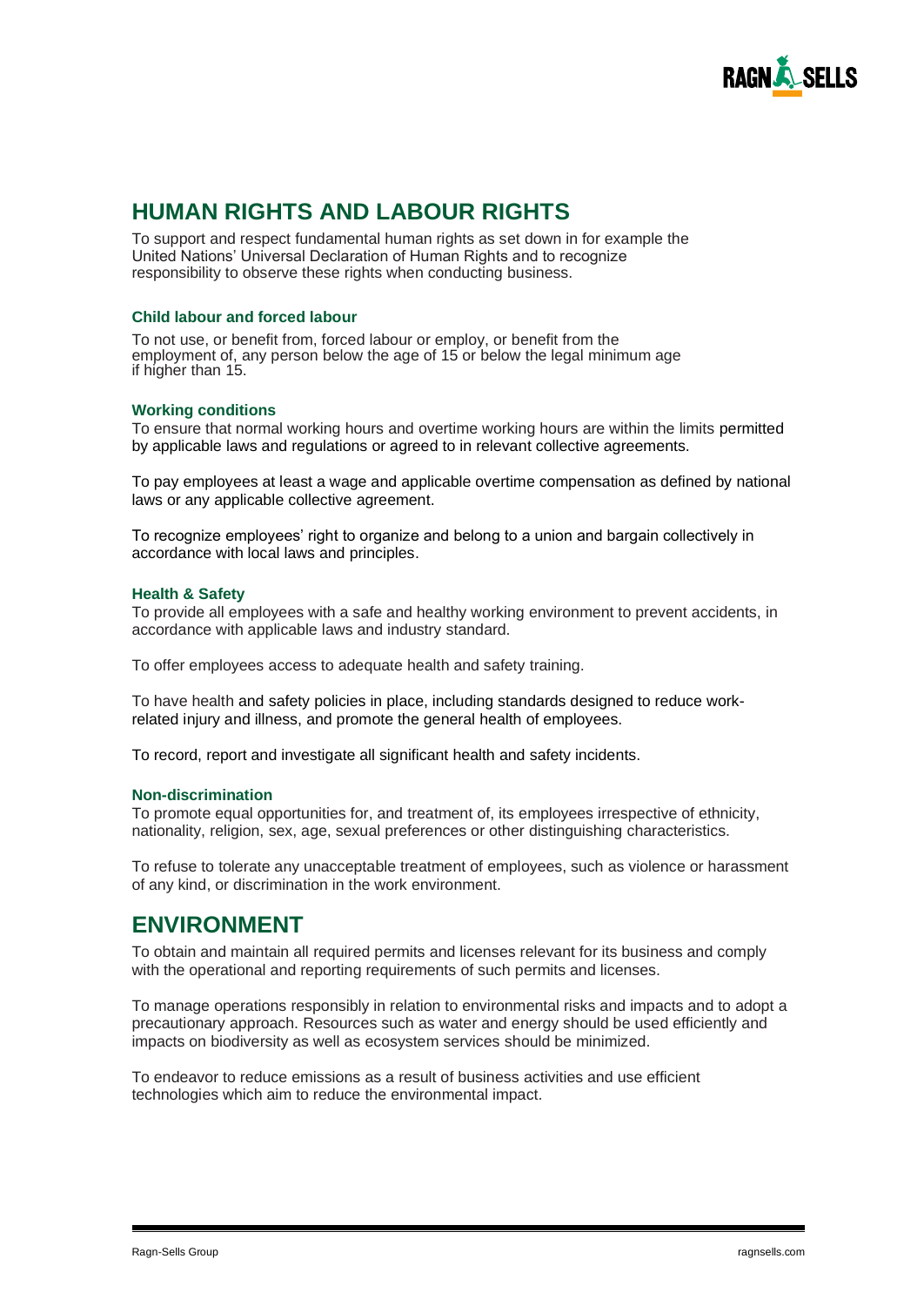## HUMAN RIGHTS AND LABOUR RIGHTS

To support and respect fundamental human rights as set down in for example the United Nations' Universal Declaration of Human Rights and to recognize responsibility to observe these rights when conducting business.

### Child labour and forced labour

To not use, or benefit from, forced labour or employ, or benefit from the employment of, any person below the age of 15 or below the legal minimum age if higher than 15.

### Working conditions

To ensure that normal working hours and overtime working hours are within the limits permitted by applicable laws and regulations or agreed to in relevant collective agreements.

To pay employees at least a wage and applicable overtime compensation as defined by national laws or any applicable collective agreement.

To recognize employees' right to organize and belong to a union and bargain collectively in accordance with local laws and principles.

### Health & Safety

To provide all employees with a safe and healthy working environment to prevent accidents, in accordance with applicable laws and industry standard.

To offer employees access to adequate health and safety training.

To have health and safety policies in place, including standards designed to reduce work-related injury and illness, and promote the general health of employees.

To record, report and investigate all significant health and safety incidents.

### Non-discrimination

To promote equal opportunities for, and treatment of, its employees irrespective of ethnicity, nationality, religion, sex, age, sexual preferences or other distinguishing characteristics.

To refuse to tolerate any unacceptable treatment of employees, such as violence or harassment of any kind, or discrimination in the work environment.

## ENVIRONMENT

To obtain and maintain all required permits and licenses relevant for its business and comply with the operational and reporting requirements of such permits and licenses.

To manage operations responsibly in relation to environmental risks and impacts and to adopt a precautionary approach. Resources such as water and energy should be used efficiently and impacts on biodiversity as well as ecosystem services should be minimized.

To endeavor to reduce emissions as a result of business activities and use efficient technologies which aim to reduce the environmental impact.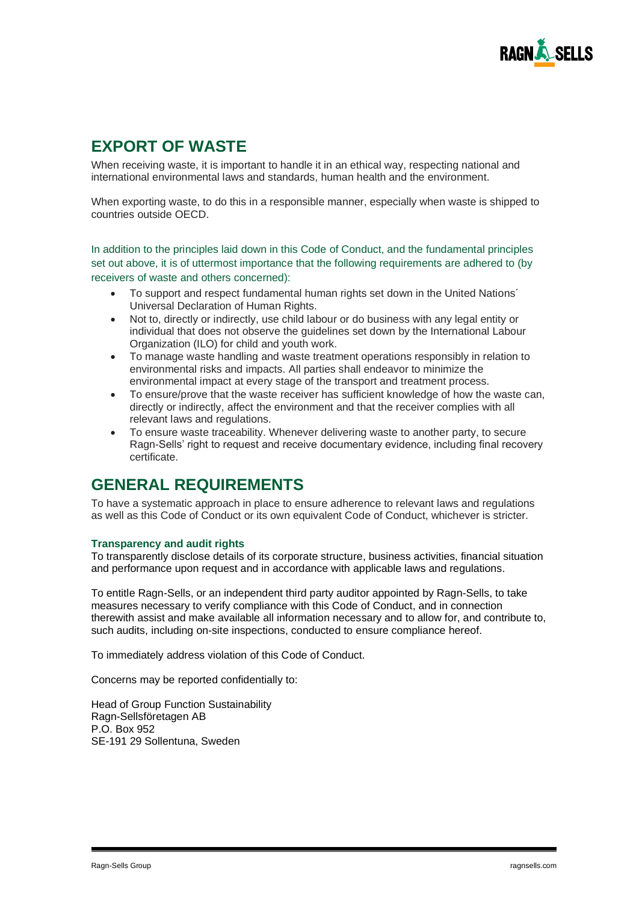## EXPORT OF WASTE

When receiving waste, it is important to handle it in an ethical way, respecting national and international environmental laws and standards, human health and the environment.

When exporting waste, to do this in a responsible manner, especially when waste is shipped to countries outside OECD.

In addition to the principles laid down in this Code of Conduct, and the fundamental principles set out above, it is of uttermost importance that the following requirements are adhered to (by receivers of waste and others concerned):

- To support and respect fundamental human rights set down in the United Nations´ Universal Declaration of Human Rights.
- Not to, directly or indirectly, use child labour or do business with any legal entity or individual that does not observe the guidelines set down by the International Labour Organization (ILO) for child and youth work.
- To manage waste handling and waste treatment operations responsibly in relation to environmental risks and impacts. All parties shall endeavor to minimize the environmental impact at every stage of the transport and treatment process.
- To ensure/prove that the waste receiver has sufficient knowledge of how the waste can, directly or indirectly, affect the environment and that the receiver complies with all relevant laws and regulations.
- To ensure waste traceability. Whenever delivering waste to another party, to secure Ragn-Sells' right to request and receive documentary evidence, including final recovery certificate.

## GENERAL REQUIREMENTS

To have a systematic approach in place to ensure adherence to relevant laws and regulations as well as this Code of Conduct or its own equivalent Code of Conduct, whichever is stricter.

#### Transparency and audit rights

To transparently disclose details of its corporate structure, business activities, financial situation and performance upon request and in accordance with applicable laws and regulations.

To entitle Ragn-Sells, or an independent third party auditor appointed by Ragn-Sells, to take measures necessary to verify compliance with this Code of Conduct, and in connection therewith assist and make available all information necessary and to allow for, and contribute to, such audits, including on-site inspections, conducted to ensure compliance hereof.

To immediately address violation of this Code of Conduct.

Concerns may be reported confidentially to:

Head of Group Function Sustainability  
Ragn-Sellsföretagen AB  
P.O. Box 952  
SE-191 29 Sollentuna, Sweden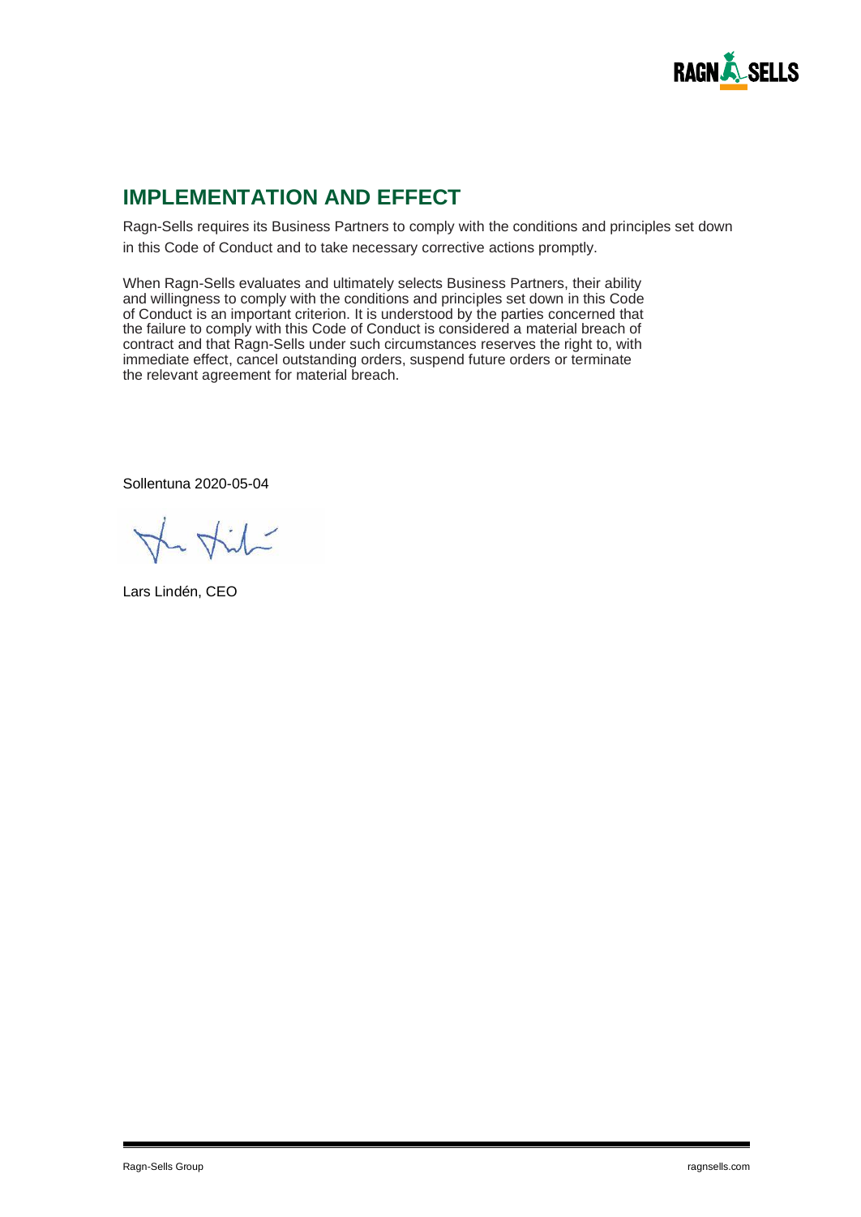## IMPLEMENTATION AND EFFECT

Ragn-Sells requires its Business Partners to comply with the conditions and principles set down in this Code of Conduct and to take necessary corrective actions promptly.

When Ragn-Sells evaluates and ultimately selects Business Partners, their ability and willingness to comply with the conditions and principles set down in this Code of Conduct is an important criterion. It is understood by the parties concerned that the failure to comply with this Code of Conduct is considered a material breach of contract and that Ragn-Sells under such circumstances reserves the right to, with immediate effect, cancel outstanding orders, suspend future orders or terminate the relevant agreement for material breach.

Sollentuna 2020-05-04

Lars Lindén, CEO